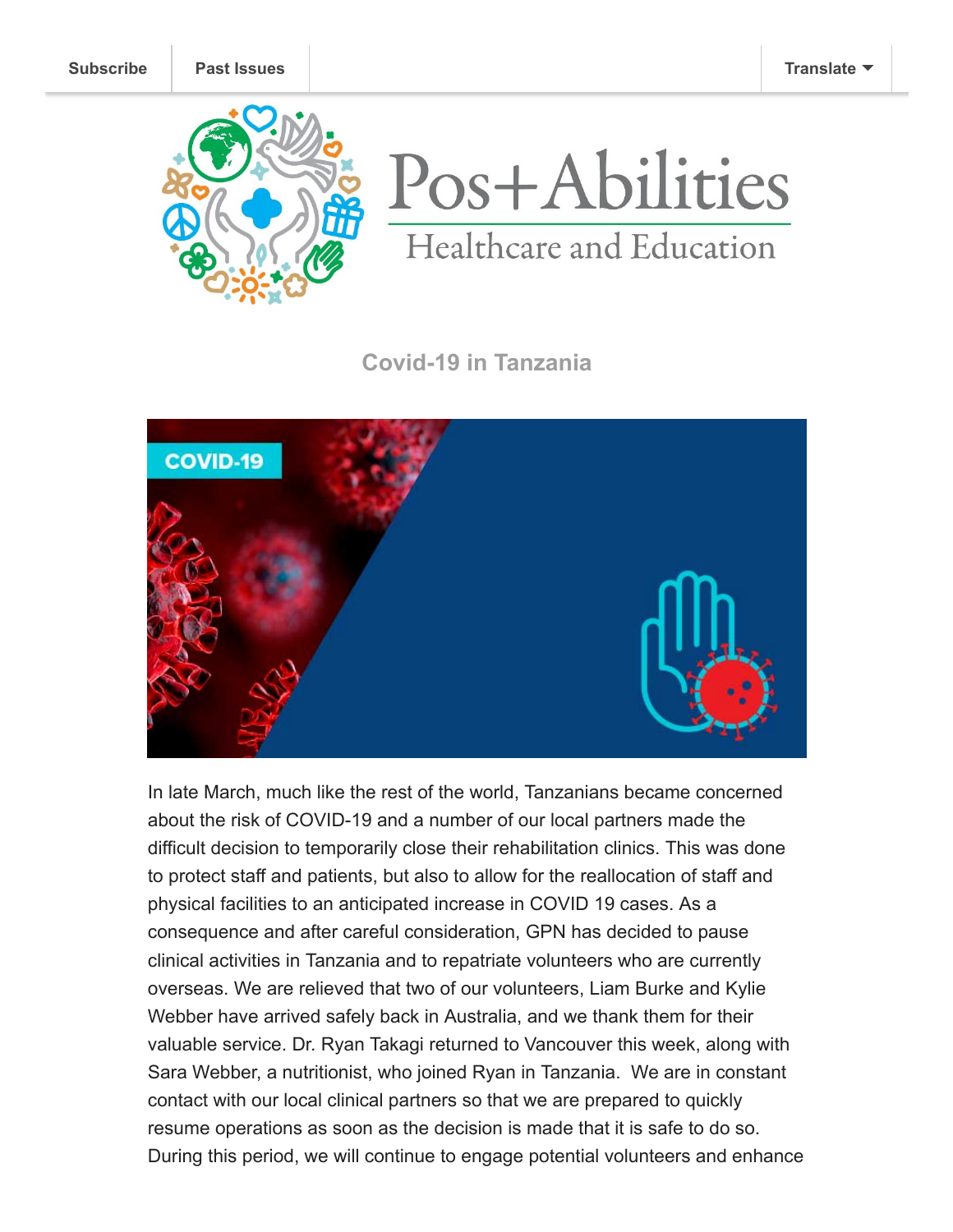Subscribe | Past Issues | Translate

# Pos+Abilities

Healthcare and Education

## Covid-19 in Tanzania

In late March, much like the rest of the world, Tanzanians became concerned about the risk of COVID-19 and a number of our local partners made the difficult decision to temporarily close their rehabilitation clinics. This was done to protect staff and patients, but also to allow for the reallocation of staff and physical facilities to an anticipated increase in COVID 19 cases. As a consequence and after careful consideration, GPN has decided to pause clinical activities in Tanzania and to repatriate volunteers who are currently overseas. We are relieved that two of our volunteers, Liam Burke and Kylie Webber have arrived safely back in Australia, and we thank them for their valuable service. Dr. Ryan Takagi returned to Vancouver this week, along with Sara Webber, a nutritionist, who joined Ryan in Tanzania. We are in constant contact with our local clinical partners so that we are prepared to quickly resume operations as soon as the decision is made that it is safe to do so. During this period, we will continue to engage potential volunteers and enhance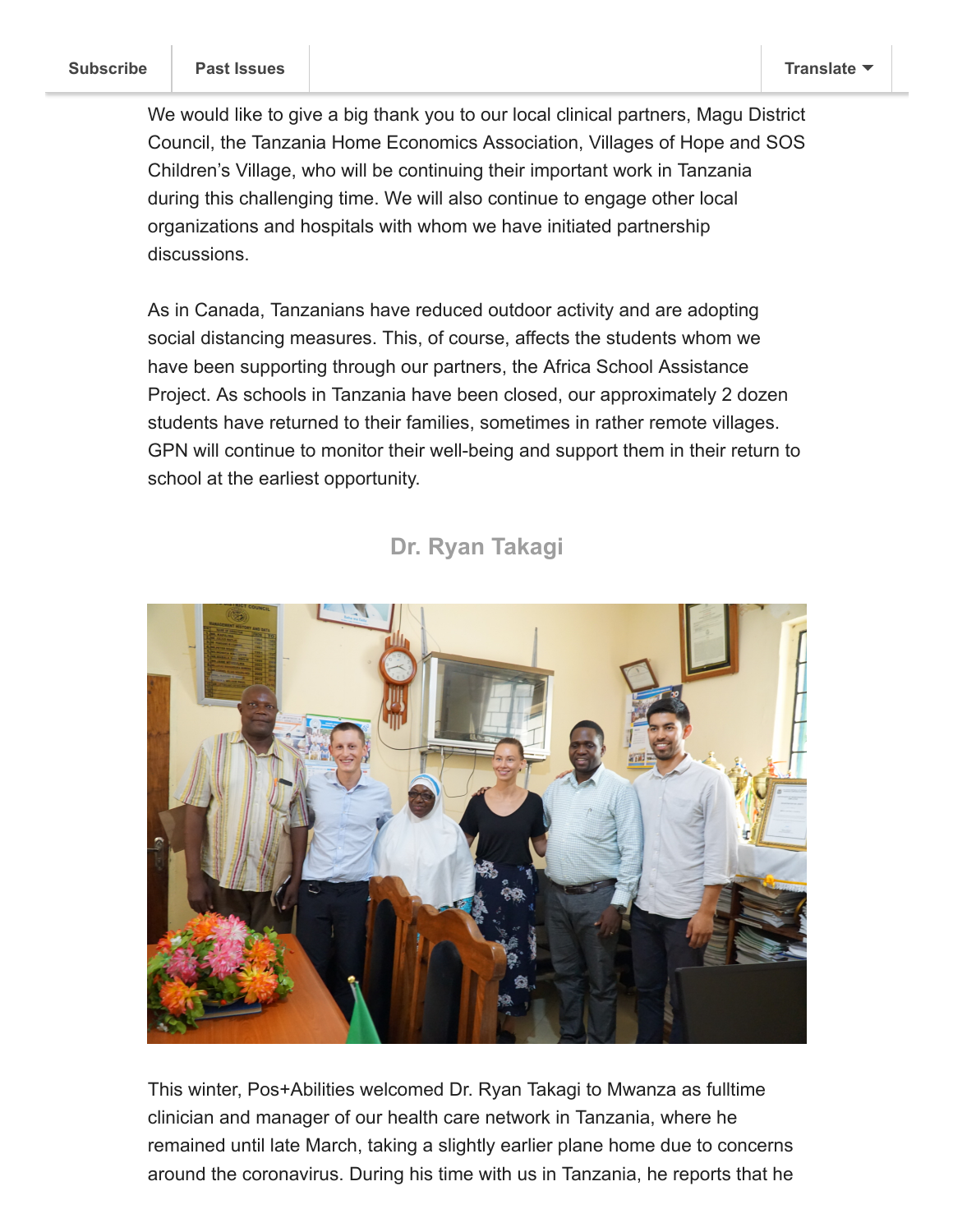We would like to give a big thank you to our local clinical partners, Magu District Council, the Tanzania Home Economics Association, Villages of Hope and SOS Children's Village, who will be continuing their important work in Tanzania during this challenging time. We will also continue to engage other local organizations and hospitals with whom we have initiated partnership discussions.

As in Canada, Tanzanians have reduced outdoor activity and are adopting social distancing measures. This, of course, affects the students whom we have been supporting through our partners, the Africa School Assistance Project. As schools in Tanzania have been closed, our approximately 2 dozen students have returned to their families, sometimes in rather remote villages. GPN will continue to monitor their well-being and support them in their return to school at the earliest opportunity.

## Dr. Ryan Takagi

This winter, Pos+Abilities welcomed Dr. Ryan Takagi to Mwanza as fulltime clinician and manager of our health care network in Tanzania, where he remained until late March, taking a slightly earlier plane home due to concerns around the coronavirus. During his time with us in Tanzania, he reports that he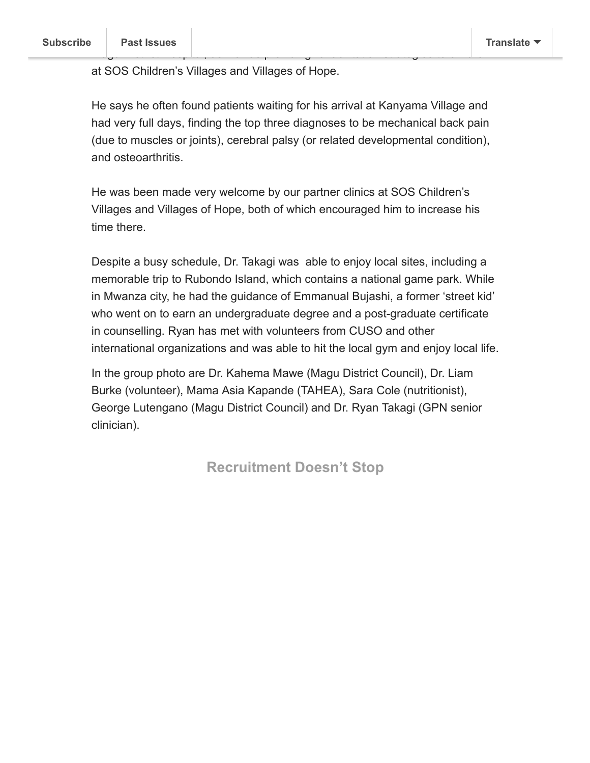at SOS Children's Villages and Villages of Hope.

He says he often found patients waiting for his arrival at Kanyama Village and had very full days, finding the top three diagnoses to be mechanical back pain (due to muscles or joints), cerebral palsy (or related developmental condition), and osteoarthritis.

He was been made very welcome by our partner clinics at SOS Children's Villages and Villages of Hope, both of which encouraged him to increase his time there.

Despite a busy schedule, Dr. Takagi was able to enjoy local sites, including a memorable trip to Rubondo Island, which contains a national game park. While in Mwanza city, he had the guidance of Emmanual Bujashi, a former 'street kid' who went on to earn an undergraduate degree and a post-graduate certificate in counselling. Ryan has met with volunteers from CUSO and other international organizations and was able to hit the local gym and enjoy local life.

In the group photo are Dr. Kahema Mawe (Magu District Council), Dr. Liam Burke (volunteer), Mama Asia Kapande (TAHEA), Sara Cole (nutritionist), George Lutengano (Magu District Council) and Dr. Ryan Takagi (GPN senior clinician).

## Recruitment Doesn't Stop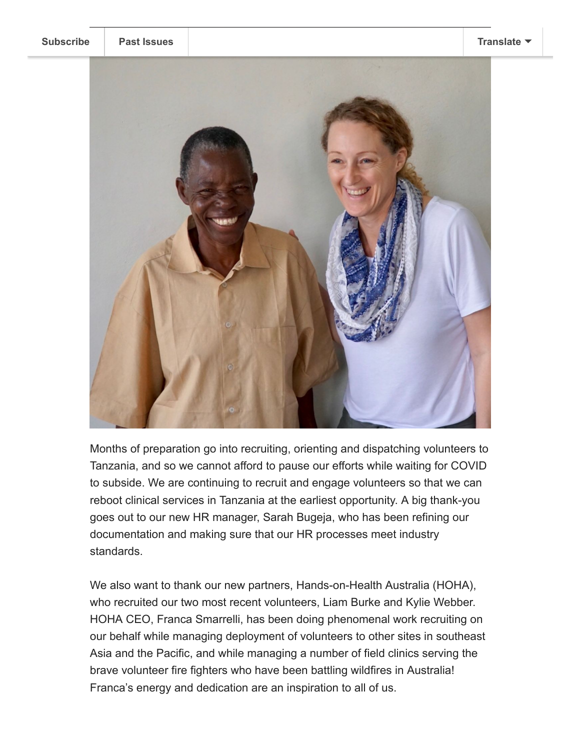Months of preparation go into recruiting, orienting and dispatching volunteers to Tanzania, and so we cannot afford to pause our efforts while waiting for COVID to subside. We are continuing to recruit and engage volunteers so that we can reboot clinical services in Tanzania at the earliest opportunity. A big thank-you goes out to our new HR manager, Sarah Bugeja, who has been refining our documentation and making sure that our HR processes meet industry standards.

We also want to thank our new partners, Hands-on-Health Australia (HOHA), who recruited our two most recent volunteers, Liam Burke and Kylie Webber. HOHA CEO, Franca Smarrelli, has been doing phenomenal work recruiting on our behalf while managing deployment of volunteers to other sites in southeast Asia and the Pacific, and while managing a number of field clinics serving the brave volunteer fire fighters who have been battling wildfires in Australia! Franca's energy and dedication are an inspiration to all of us.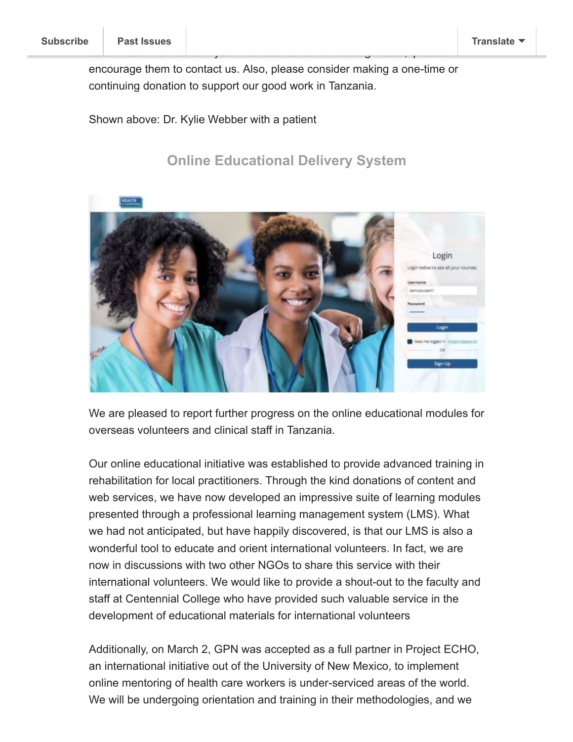encourage them to contact us. Also, please consider making a one-time or continuing donation to support our good work in Tanzania.

Shown above: Dr. Kylie Webber with a patient

## Online Educational Delivery System

We are pleased to report further progress on the online educational modules for overseas volunteers and clinical staff in Tanzania.

Our online educational initiative was established to provide advanced training in rehabilitation for local practitioners. Through the kind donations of content and web services, we have now developed an impressive suite of learning modules presented through a professional learning management system (LMS). What we had not anticipated, but have happily discovered, is that our LMS is also a wonderful tool to educate and orient international volunteers. In fact, we are now in discussions with two other NGOs to share this service with their international volunteers. We would like to provide a shout-out to the faculty and staff at Centennial College who have provided such valuable service in the development of educational materials for international volunteers

Additionally, on March 2, GPN was accepted as a full partner in Project ECHO, an international initiative out of the University of New Mexico, to implement online mentoring of health care workers is under-serviced areas of the world. We will be undergoing orientation and training in their methodologies, and we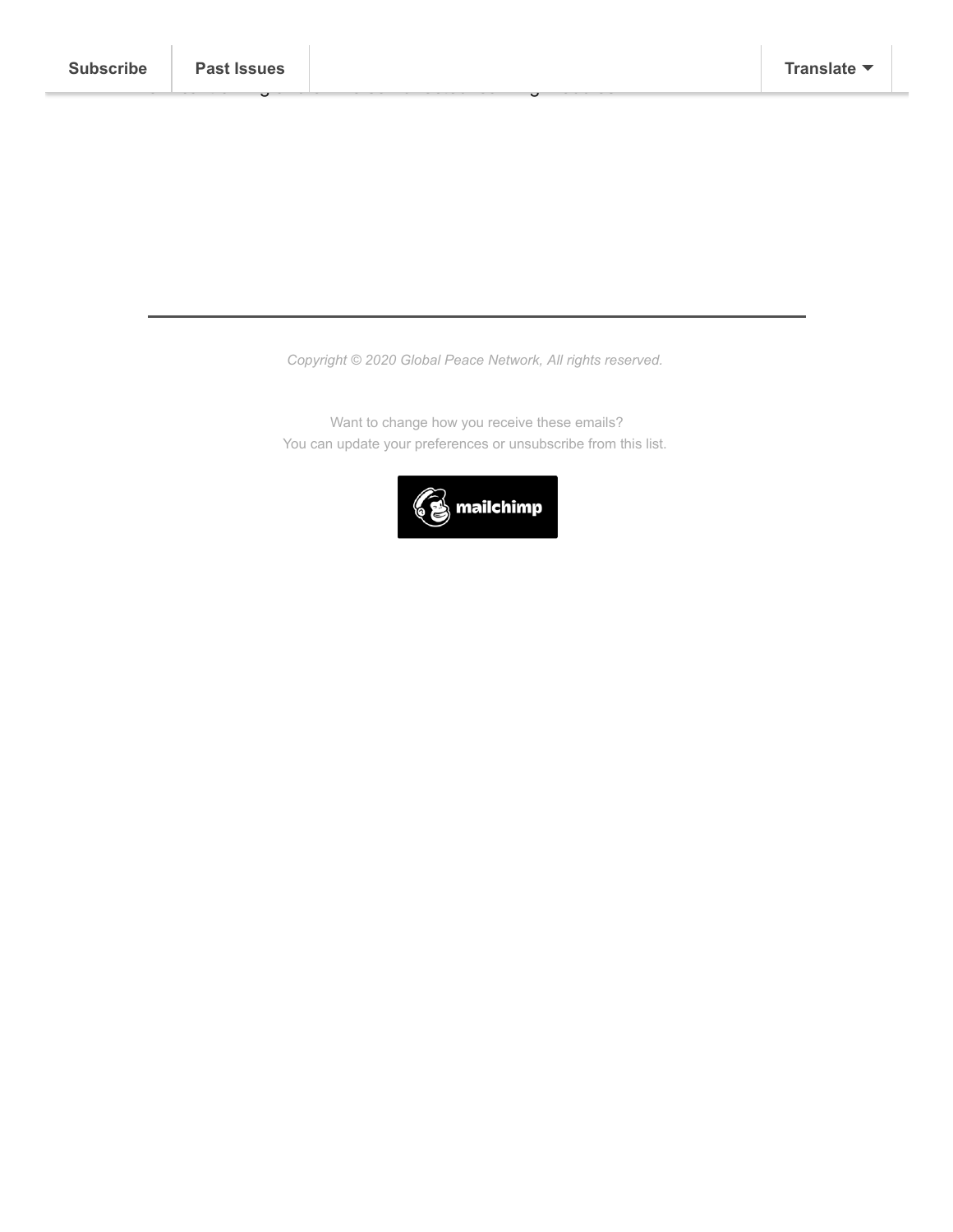Subscribe | Past Issues | Translate

---

*Copyright © 2020 Global Peace Network, All rights reserved.*

Want to change how you receive these emails?
You can update your preferences or unsubscribe from this list.

mailchimp